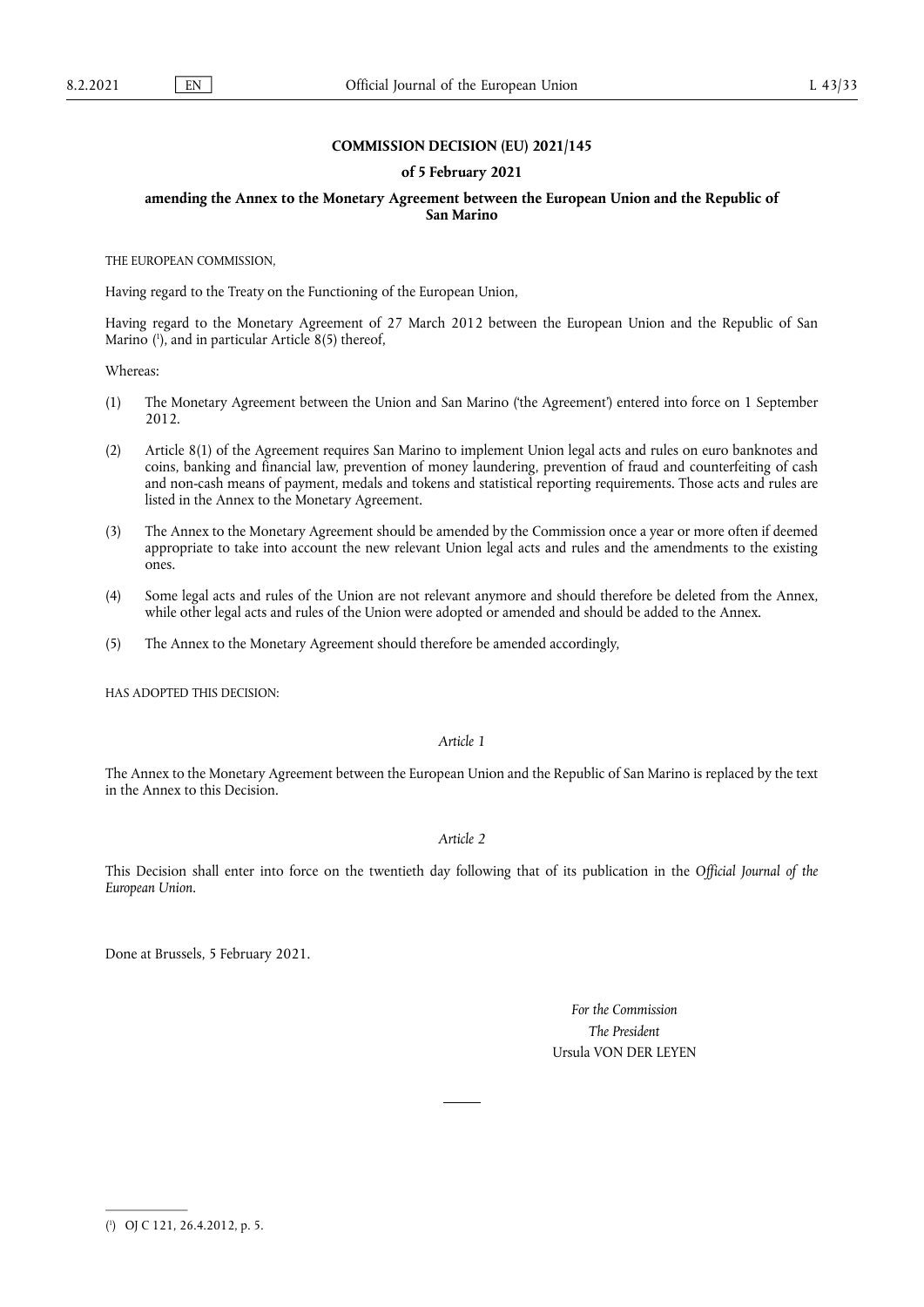# COMMISSION DECISION (EU) 2021/145

## of 5 February 2021

## amending the Annex to the Monetary Agreement between the European Union and the Republic of San Marino

THE EUROPEAN COMMISSION,

Having regard to the Treaty on the Functioning of the European Union,

Having regard to the Monetary Agreement of 27 March 2012 between the European Union and the Republic of San Marino [1], and in particular Article 8(5) thereof,

Whereas:

(1) The Monetary Agreement between the Union and San Marino ('the Agreement') entered into force on 1 September 2012.

(2) Article 8(1) of the Agreement requires San Marino to implement Union legal acts and rules on euro banknotes and coins, banking and financial law, prevention of money laundering, prevention of fraud and counterfeiting of cash and non-cash means of payment, medals and tokens and statistical reporting requirements. Those acts and rules are listed in the Annex to the Monetary Agreement.

(3) The Annex to the Monetary Agreement should be amended by the Commission once a year or more often if deemed appropriate to take into account the new relevant Union legal acts and rules and the amendments to the existing ones.

(4) Some legal acts and rules of the Union are not relevant anymore and should therefore be deleted from the Annex, while other legal acts and rules of the Union were adopted or amended and should be added to the Annex.

(5) The Annex to the Monetary Agreement should therefore be amended accordingly,

HAS ADOPTED THIS DECISION:

*Article 1*

The Annex to the Monetary Agreement between the European Union and the Republic of San Marino is replaced by the text in the Annex to this Decision.

*Article 2*

This Decision shall enter into force on the twentieth day following that of its publication in the *Official Journal of the European Union*.

Done at Brussels, 5 February 2021.

*For the Commission*
*The President*
Ursula VON DER LEYEN

---

[1] OJ C 121, 26.4.2012, p. 5.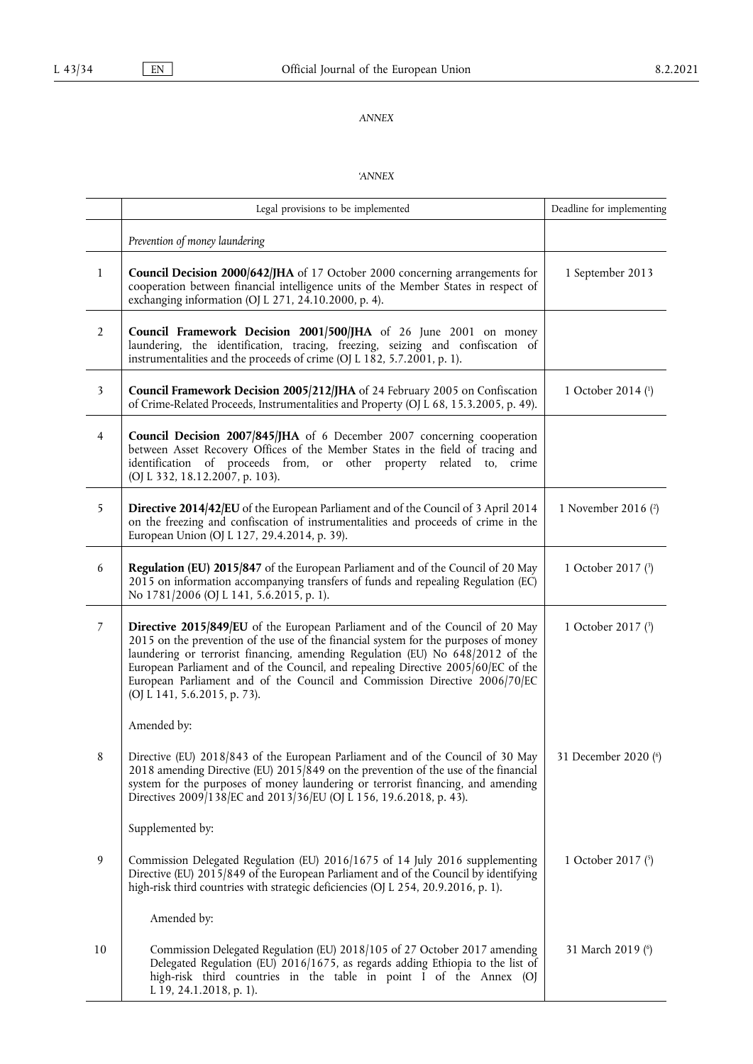*ANNEX*

*'ANNEX*

| | Legal provisions to be implemented | Deadline for implementing |
|---|---|---|
| | *Prevention of money laundering* | |
| 1 | **Council Decision 2000/642/JHA** of 17 October 2000 concerning arrangements for cooperation between financial intelligence units of the Member States in respect of exchanging information (OJ L 271, 24.10.2000, p. 4). | 1 September 2013 |
| 2 | **Council Framework Decision 2001/500/JHA** of 26 June 2001 on money laundering, the identification, tracing, freezing, seizing and confiscation of instrumentalities and the proceeds of crime (OJ L 182, 5.7.2001, p. 1). | |
| 3 | **Council Framework Decision 2005/212/JHA** of 24 February 2005 on Confiscation of Crime-Related Proceeds, Instrumentalities and Property (OJ L 68, 15.3.2005, p. 49). | 1 October 2014 [1] |
| 4 | **Council Decision 2007/845/JHA** of 6 December 2007 concerning cooperation between Asset Recovery Offices of the Member States in the field of tracing and identification of proceeds from, or other property related to, crime (OJ L 332, 18.12.2007, p. 103). | |
| 5 | **Directive 2014/42/EU** of the European Parliament and of the Council of 3 April 2014 on the freezing and confiscation of instrumentalities and proceeds of crime in the European Union (OJ L 127, 29.4.2014, p. 39). | 1 November 2016 [2] |
| 6 | **Regulation (EU) 2015/847** of the European Parliament and of the Council of 20 May 2015 on information accompanying transfers of funds and repealing Regulation (EC) No 1781/2006 (OJ L 141, 5.6.2015, p. 1). | 1 October 2017 [3] |
| 7 | **Directive 2015/849/EU** of the European Parliament and of the Council of 20 May 2015 on the prevention of the use of the financial system for the purposes of money laundering or terrorist financing, amending Regulation (EU) No 648/2012 of the European Parliament and of the Council, and repealing Directive 2005/60/EC of the European Parliament and of the Council and Commission Directive 2006/70/EC (OJ L 141, 5.6.2015, p. 73). | 1 October 2017 [3] |
| | Amended by: | |
| 8 | Directive (EU) 2018/843 of the European Parliament and of the Council of 30 May 2018 amending Directive (EU) 2015/849 on the prevention of the use of the financial system for the purposes of money laundering or terrorist financing, and amending Directives 2009/138/EC and 2013/36/EU (OJ L 156, 19.6.2018, p. 43). | 31 December 2020 [6] |
| | Supplemented by: | |
| 9 | Commission Delegated Regulation (EU) 2016/1675 of 14 July 2016 supplementing Directive (EU) 2015/849 of the European Parliament and of the Council by identifying high-risk third countries with strategic deficiencies (OJ L 254, 20.9.2016, p. 1). | 1 October 2017 [5] |
| | Amended by: | |
| 10 | Commission Delegated Regulation (EU) 2018/105 of 27 October 2017 amending Delegated Regulation (EU) 2016/1675, as regards adding Ethiopia to the list of high-risk third countries in the table in point I of the Annex (OJ L 19, 24.1.2018, p. 1). | 31 March 2019 [6] |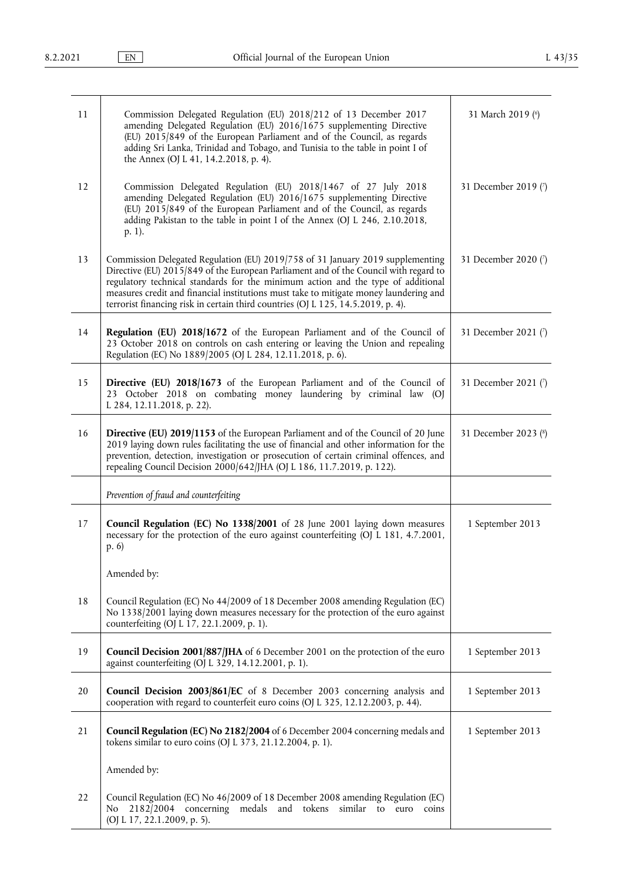| | | |
|---|---|---|
| 11 | Commission Delegated Regulation (EU) 2018/212 of 13 December 2017 amending Delegated Regulation (EU) 2016/1675 supplementing Directive (EU) 2015/849 of the European Parliament and of the Council, as regards adding Sri Lanka, Trinidad and Tobago, and Tunisia to the table in point I of the Annex (OJ L 41, 14.2.2018, p. 4). | 31 March 2019 [6] |
| 12 | Commission Delegated Regulation (EU) 2018/1467 of 27 July 2018 amending Delegated Regulation (EU) 2016/1675 supplementing Directive (EU) 2015/849 of the European Parliament and of the Council, as regards adding Pakistan to the table in point I of the Annex (OJ L 246, 2.10.2018, p. 1). | 31 December 2019 [7] |
| 13 | Commission Delegated Regulation (EU) 2019/758 of 31 January 2019 supplementing Directive (EU) 2015/849 of the European Parliament and of the Council with regard to regulatory technical standards for the minimum action and the type of additional measures credit and financial institutions must take to mitigate money laundering and terrorist financing risk in certain third countries (OJ L 125, 14.5.2019, p. 4). | 31 December 2020 [7] |
| 14 | **Regulation (EU) 2018/1672** of the European Parliament and of the Council of 23 October 2018 on controls on cash entering or leaving the Union and repealing Regulation (EC) No 1889/2005 (OJ L 284, 12.11.2018, p. 6). | 31 December 2021 [7] |
| 15 | **Directive (EU) 2018/1673** of the European Parliament and of the Council of 23 October 2018 on combating money laundering by criminal law (OJ L 284, 12.11.2018, p. 22). | 31 December 2021 [7] |
| 16 | **Directive (EU) 2019/1153** of the European Parliament and of the Council of 20 June 2019 laying down rules facilitating the use of financial and other information for the prevention, detection, investigation or prosecution of certain criminal offences, and repealing Council Decision 2000/642/JHA (OJ L 186, 11.7.2019, p. 122). | 31 December 2023 [8] |
| | *Prevention of fraud and counterfeiting* | |
| 17 | **Council Regulation (EC) No 1338/2001** of 28 June 2001 laying down measures necessary for the protection of the euro against counterfeiting (OJ L 181, 4.7.2001, p. 6)<br><br>Amended by: | 1 September 2013 |
| 18 | Council Regulation (EC) No 44/2009 of 18 December 2008 amending Regulation (EC) No 1338/2001 laying down measures necessary for the protection of the euro against counterfeiting (OJ L 17, 22.1.2009, p. 1). | |
| 19 | **Council Decision 2001/887/JHA** of 6 December 2001 on the protection of the euro against counterfeiting (OJ L 329, 14.12.2001, p. 1). | 1 September 2013 |
| 20 | **Council Decision 2003/861/EC** of 8 December 2003 concerning analysis and cooperation with regard to counterfeit euro coins (OJ L 325, 12.12.2003, p. 44). | 1 September 2013 |
| 21 | **Council Regulation (EC) No 2182/2004** of 6 December 2004 concerning medals and tokens similar to euro coins (OJ L 373, 21.12.2004, p. 1).<br><br>Amended by: | 1 September 2013 |
| 22 | Council Regulation (EC) No 46/2009 of 18 December 2008 amending Regulation (EC) No 2182/2004 concerning medals and tokens similar to euro coins (OJ L 17, 22.1.2009, p. 5). | |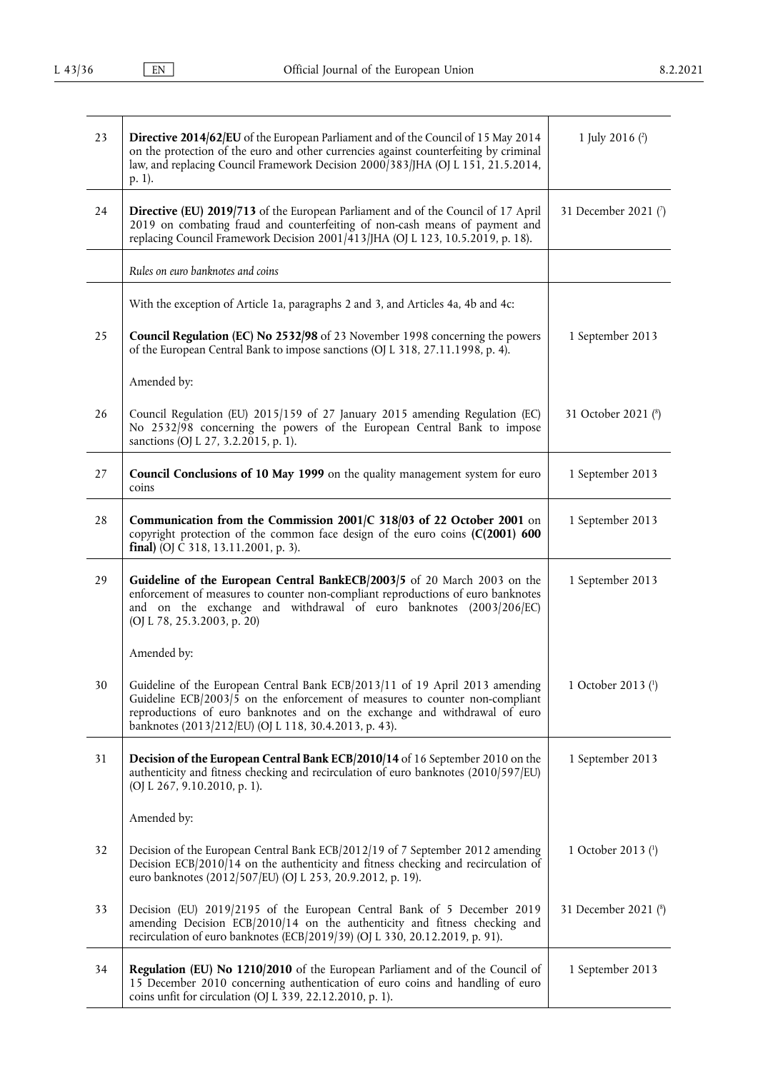| | | |
|---|---|---|
| 23 | **Directive 2014/62/EU** of the European Parliament and of the Council of 15 May 2014 on the protection of the euro and other currencies against counterfeiting by criminal law, and replacing Council Framework Decision 2000/383/JHA (OJ L 151, 21.5.2014, p. 1). | 1 July 2016 [2] |
| 24 | **Directive (EU) 2019/713** of the European Parliament and of the Council of 17 April 2019 on combating fraud and counterfeiting of non-cash means of payment and replacing Council Framework Decision 2001/413/JHA (OJ L 123, 10.5.2019, p. 18). | 31 December 2021 [7] |
| | *Rules on euro banknotes and coins* | |
| | With the exception of Article 1a, paragraphs 2 and 3, and Articles 4a, 4b and 4c: | |
| 25 | **Council Regulation (EC) No 2532/98** of 23 November 1998 concerning the powers of the European Central Bank to impose sanctions (OJ L 318, 27.11.1998, p. 4). | 1 September 2013 |
| | Amended by: | |
| 26 | Council Regulation (EU) 2015/159 of 27 January 2015 amending Regulation (EC) No 2532/98 concerning the powers of the European Central Bank to impose sanctions (OJ L 27, 3.2.2015, p. 1). | 31 October 2021 [8] |
| 27 | **Council Conclusions of 10 May 1999** on the quality management system for euro coins | 1 September 2013 |
| 28 | **Communication from the Commission 2001/C 318/03 of 22 October 2001** on copyright protection of the common face design of the euro coins **(C(2001) 600 final)** (OJ C 318, 13.11.2001, p. 3). | 1 September 2013 |
| 29 | **Guideline of the European Central BankECB/2003/5** of 20 March 2003 on the enforcement of measures to counter non-compliant reproductions of euro banknotes and on the exchange and withdrawal of euro banknotes (2003/206/EC) (OJ L 78, 25.3.2003, p. 20) | 1 September 2013 |
| | Amended by: | |
| 30 | Guideline of the European Central Bank ECB/2013/11 of 19 April 2013 amending Guideline ECB/2003/5 on the enforcement of measures to counter non-compliant reproductions of euro banknotes and on the exchange and withdrawal of euro banknotes (2013/212/EU) (OJ L 118, 30.4.2013, p. 43). | 1 October 2013 [1] |
| 31 | **Decision of the European Central Bank ECB/2010/14** of 16 September 2010 on the authenticity and fitness checking and recirculation of euro banknotes (2010/597/EU) (OJ L 267, 9.10.2010, p. 1). | 1 September 2013 |
| | Amended by: | |
| 32 | Decision of the European Central Bank ECB/2012/19 of 7 September 2012 amending Decision ECB/2010/14 on the authenticity and fitness checking and recirculation of euro banknotes (2012/507/EU) (OJ L 253, 20.9.2012, p. 19). | 1 October 2013 [1] |
| 33 | Decision (EU) 2019/2195 of the European Central Bank of 5 December 2019 amending Decision ECB/2010/14 on the authenticity and fitness checking and recirculation of euro banknotes (ECB/2019/39) (OJ L 330, 20.12.2019, p. 91). | 31 December 2021 [8] |
| 34 | **Regulation (EU) No 1210/2010** of the European Parliament and of the Council of 15 December 2010 concerning authentication of euro coins and handling of euro coins unfit for circulation (OJ L 339, 22.12.2010, p. 1). | 1 September 2013 |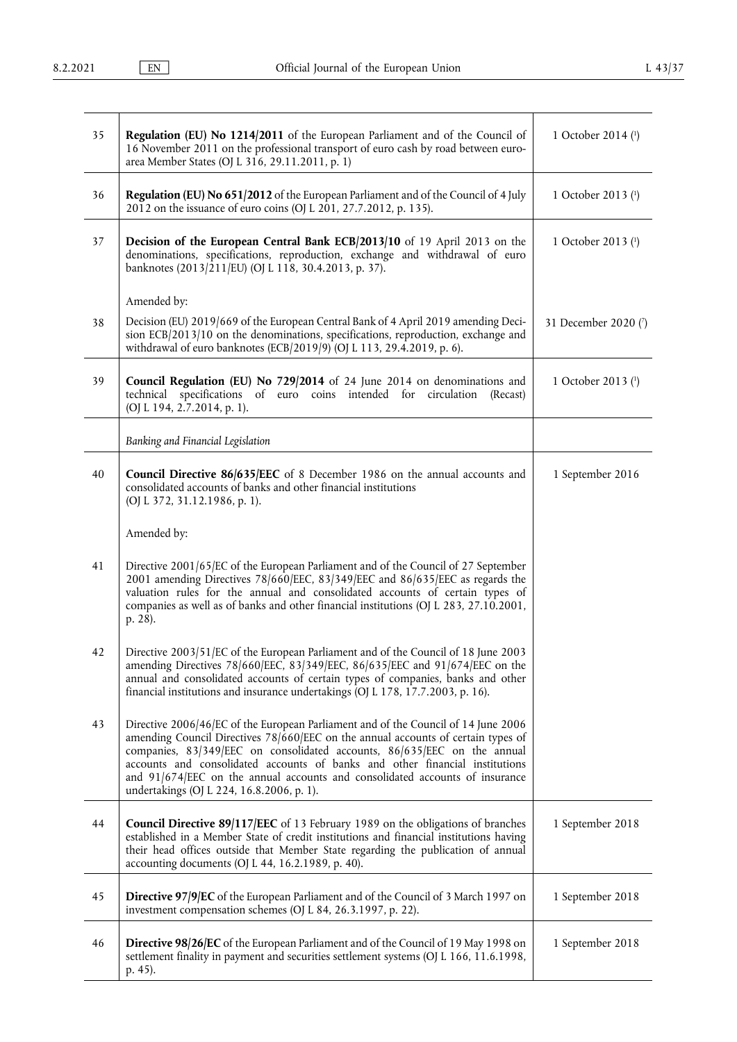| | | |
|---|---|---|
| 35 | **Regulation (EU) No 1214/2011** of the European Parliament and of the Council of 16 November 2011 on the professional transport of euro cash by road between euro-area Member States (OJ L 316, 29.11.2011, p. 1) | 1 October 2014 (1) |
| 36 | **Regulation (EU) No 651/2012** of the European Parliament and of the Council of 4 July 2012 on the issuance of euro coins (OJ L 201, 27.7.2012, p. 135). | 1 October 2013 (1) |
| 37 | **Decision of the European Central Bank ECB/2013/10** of 19 April 2013 on the denominations, specifications, reproduction, exchange and withdrawal of euro banknotes (2013/211/EU) (OJ L 118, 30.4.2013, p. 37).<br><br>Amended by: | 1 October 2013 (1) |
| 38 | Decision (EU) 2019/669 of the European Central Bank of 4 April 2019 amending Decision ECB/2013/10 on the denominations, specifications, reproduction, exchange and withdrawal of euro banknotes (ECB/2019/9) (OJ L 113, 29.4.2019, p. 6). | 31 December 2020 (7) |
| 39 | **Council Regulation (EU) No 729/2014** of 24 June 2014 on denominations and technical specifications of euro coins intended for circulation (Recast) (OJ L 194, 2.7.2014, p. 1). | 1 October 2013 (1) |
| | *Banking and Financial Legislation* | |
| 40 | **Council Directive 86/635/EEC** of 8 December 1986 on the annual accounts and consolidated accounts of banks and other financial institutions (OJ L 372, 31.12.1986, p. 1).<br><br>Amended by: | 1 September 2016 |
| 41 | Directive 2001/65/EC of the European Parliament and of the Council of 27 September 2001 amending Directives 78/660/EEC, 83/349/EEC and 86/635/EEC as regards the valuation rules for the annual and consolidated accounts of certain types of companies as well as of banks and other financial institutions (OJ L 283, 27.10.2001, p. 28). | |
| 42 | Directive 2003/51/EC of the European Parliament and of the Council of 18 June 2003 amending Directives 78/660/EEC, 83/349/EEC, 86/635/EEC and 91/674/EEC on the annual and consolidated accounts of certain types of companies, banks and other financial institutions and insurance undertakings (OJ L 178, 17.7.2003, p. 16). | |
| 43 | Directive 2006/46/EC of the European Parliament and of the Council of 14 June 2006 amending Council Directives 78/660/EEC on the annual accounts of certain types of companies, 83/349/EEC on consolidated accounts, 86/635/EEC on the annual accounts and consolidated accounts of banks and other financial institutions and 91/674/EEC on the annual accounts and consolidated accounts of insurance undertakings (OJ L 224, 16.8.2006, p. 1). | |
| 44 | **Council Directive 89/117/EEC** of 13 February 1989 on the obligations of branches established in a Member State of credit institutions and financial institutions having their head offices outside that Member State regarding the publication of annual accounting documents (OJ L 44, 16.2.1989, p. 40). | 1 September 2018 |
| 45 | **Directive 97/9/EC** of the European Parliament and of the Council of 3 March 1997 on investment compensation schemes (OJ L 84, 26.3.1997, p. 22). | 1 September 2018 |
| 46 | **Directive 98/26/EC** of the European Parliament and of the Council of 19 May 1998 on settlement finality in payment and securities settlement systems (OJ L 166, 11.6.1998, p. 45). | 1 September 2018 |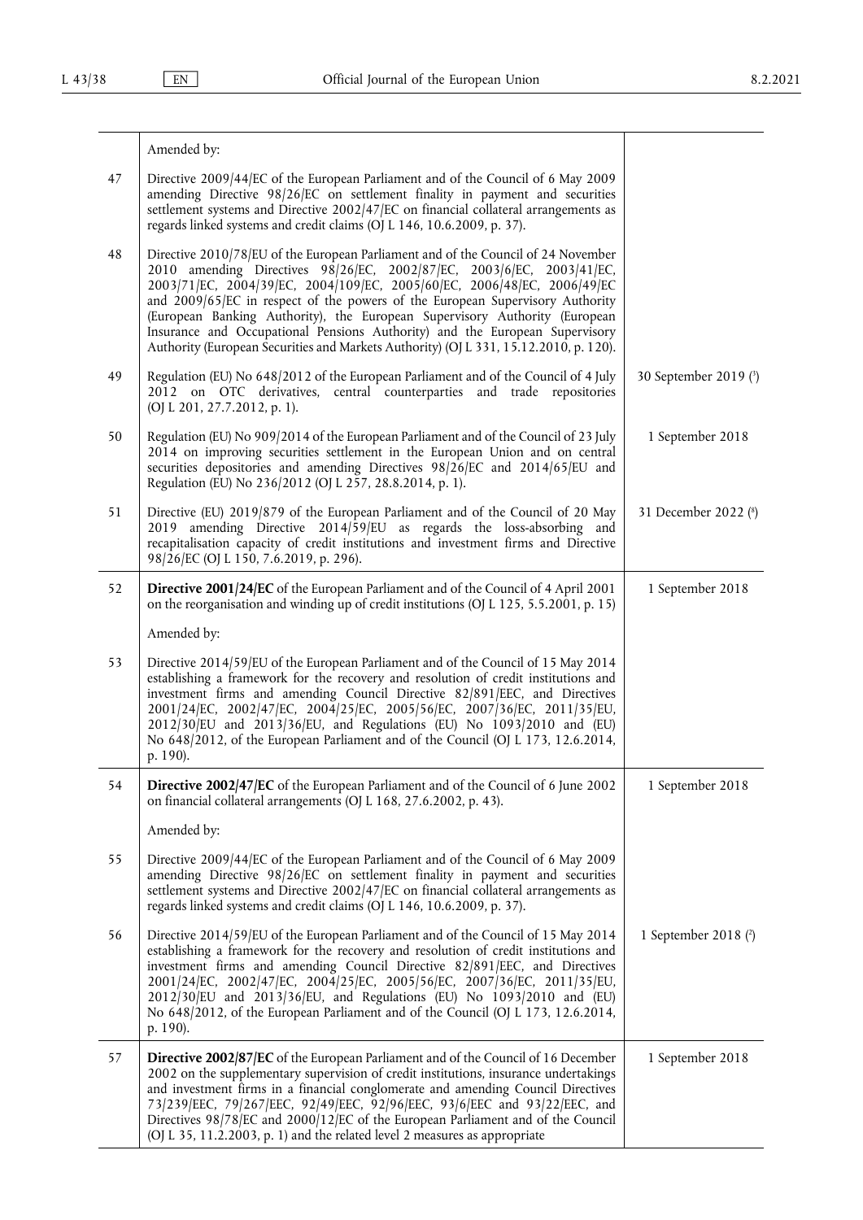| | | |
|---|---|---|
| | Amended by: | |
| 47 | Directive 2009/44/EC of the European Parliament and of the Council of 6 May 2009 amending Directive 98/26/EC on settlement finality in payment and securities settlement systems and Directive 2002/47/EC on financial collateral arrangements as regards linked systems and credit claims (OJ L 146, 10.6.2009, p. 37). | |
| 48 | Directive 2010/78/EU of the European Parliament and of the Council of 24 November 2010 amending Directives 98/26/EC, 2002/87/EC, 2003/6/EC, 2003/41/EC, 2003/71/EC, 2004/39/EC, 2004/109/EC, 2005/60/EC, 2006/48/EC, 2006/49/EC and 2009/65/EC in respect of the powers of the European Supervisory Authority (European Banking Authority), the European Supervisory Authority (European Insurance and Occupational Pensions Authority) and the European Supervisory Authority (European Securities and Markets Authority) (OJ L 331, 15.12.2010, p. 120). | |
| 49 | Regulation (EU) No 648/2012 of the European Parliament and of the Council of 4 July 2012 on OTC derivatives, central counterparties and trade repositories (OJ L 201, 27.7.2012, p. 1). | 30 September 2019 (3) |
| 50 | Regulation (EU) No 909/2014 of the European Parliament and of the Council of 23 July 2014 on improving securities settlement in the European Union and on central securities depositories and amending Directives 98/26/EC and 2014/65/EU and Regulation (EU) No 236/2012 (OJ L 257, 28.8.2014, p. 1). | 1 September 2018 |
| 51 | Directive (EU) 2019/879 of the European Parliament and of the Council of 20 May 2019 amending Directive 2014/59/EU as regards the loss-absorbing and recapitalisation capacity of credit institutions and investment firms and Directive 98/26/EC (OJ L 150, 7.6.2019, p. 296). | 31 December 2022 (8) |
| 52 | **Directive 2001/24/EC** of the European Parliament and of the Council of 4 April 2001 on the reorganisation and winding up of credit institutions (OJ L 125, 5.5.2001, p. 15) | 1 September 2018 |
| | Amended by: | |
| 53 | Directive 2014/59/EU of the European Parliament and of the Council of 15 May 2014 establishing a framework for the recovery and resolution of credit institutions and investment firms and amending Council Directive 82/891/EEC, and Directives 2001/24/EC, 2002/47/EC, 2004/25/EC, 2005/56/EC, 2007/36/EC, 2011/35/EU, 2012/30/EU and 2013/36/EU, and Regulations (EU) No 1093/2010 and (EU) No 648/2012, of the European Parliament and of the Council (OJ L 173, 12.6.2014, p. 190). | |
| 54 | **Directive 2002/47/EC** of the European Parliament and of the Council of 6 June 2002 on financial collateral arrangements (OJ L 168, 27.6.2002, p. 43). | 1 September 2018 |
| | Amended by: | |
| 55 | Directive 2009/44/EC of the European Parliament and of the Council of 6 May 2009 amending Directive 98/26/EC on settlement finality in payment and securities settlement systems and Directive 2002/47/EC on financial collateral arrangements as regards linked systems and credit claims (OJ L 146, 10.6.2009, p. 37). | |
| 56 | Directive 2014/59/EU of the European Parliament and of the Council of 15 May 2014 establishing a framework for the recovery and resolution of credit institutions and investment firms and amending Council Directive 82/891/EEC, and Directives 2001/24/EC, 2002/47/EC, 2004/25/EC, 2005/56/EC, 2007/36/EC, 2011/35/EU, 2012/30/EU and 2013/36/EU, and Regulations (EU) No 1093/2010 and (EU) No 648/2012, of the European Parliament and of the Council (OJ L 173, 12.6.2014, p. 190). | 1 September 2018 (2) |
| 57 | **Directive 2002/87/EC** of the European Parliament and of the Council of 16 December 2002 on the supplementary supervision of credit institutions, insurance undertakings and investment firms in a financial conglomerate and amending Council Directives 73/239/EEC, 79/267/EEC, 92/49/EEC, 92/96/EEC, 93/6/EEC and 93/22/EEC, and Directives 98/78/EC and 2000/12/EC of the European Parliament and of the Council (OJ L 35, 11.2.2003, p. 1) and the related level 2 measures as appropriate | 1 September 2018 |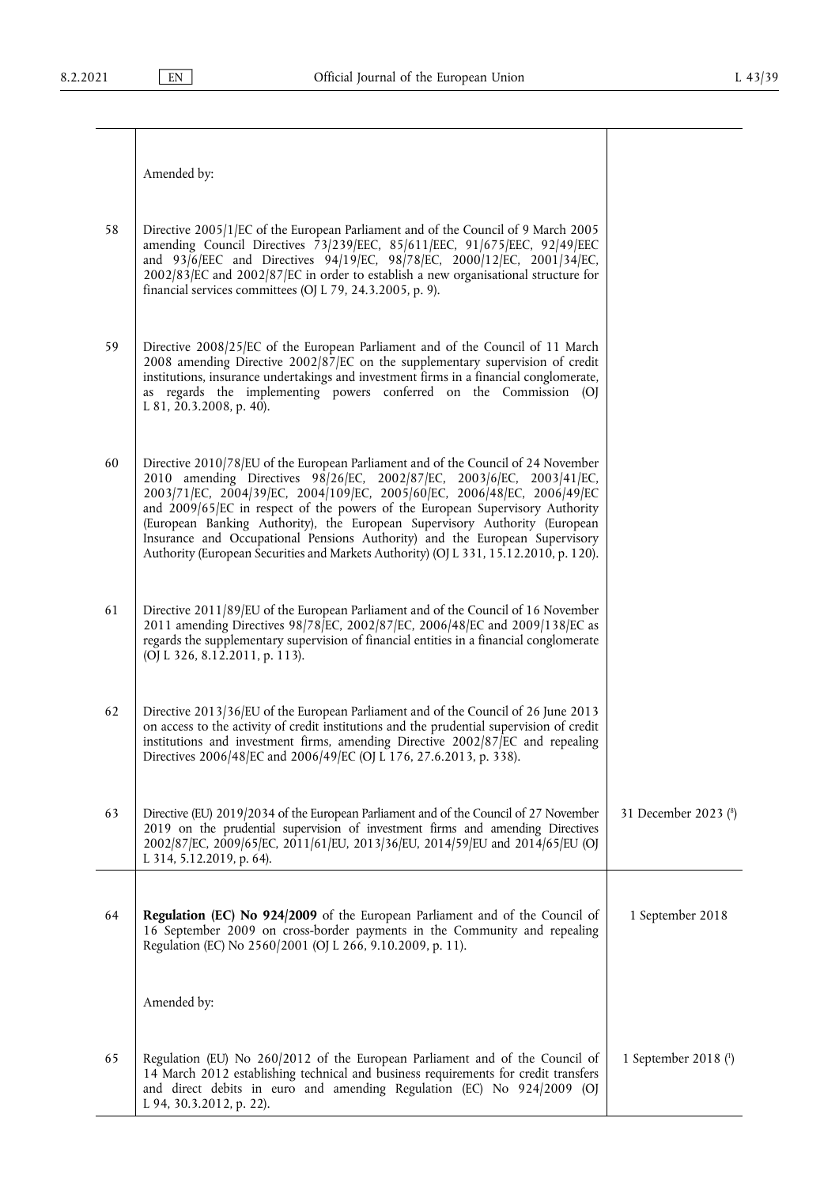| | | |
|---|---|---|
| | Amended by: | |
| 58 | Directive 2005/1/EC of the European Parliament and of the Council of 9 March 2005 amending Council Directives 73/239/EEC, 85/611/EEC, 91/675/EEC, 92/49/EEC and 93/6/EEC and Directives 94/19/EC, 98/78/EC, 2000/12/EC, 2001/34/EC, 2002/83/EC and 2002/87/EC in order to establish a new organisational structure for financial services committees (OJ L 79, 24.3.2005, p. 9). | |
| 59 | Directive 2008/25/EC of the European Parliament and of the Council of 11 March 2008 amending Directive 2002/87/EC on the supplementary supervision of credit institutions, insurance undertakings and investment firms in a financial conglomerate, as regards the implementing powers conferred on the Commission (OJ L 81, 20.3.2008, p. 40). | |
| 60 | Directive 2010/78/EU of the European Parliament and of the Council of 24 November 2010 amending Directives 98/26/EC, 2002/87/EC, 2003/6/EC, 2003/41/EC, 2003/71/EC, 2004/39/EC, 2004/109/EC, 2005/60/EC, 2006/48/EC, 2006/49/EC and 2009/65/EC in respect of the powers of the European Supervisory Authority (European Banking Authority), the European Supervisory Authority (European Insurance and Occupational Pensions Authority) and the European Supervisory Authority (European Securities and Markets Authority) (OJ L 331, 15.12.2010, p. 120). | |
| 61 | Directive 2011/89/EU of the European Parliament and of the Council of 16 November 2011 amending Directives 98/78/EC, 2002/87/EC, 2006/48/EC and 2009/138/EC as regards the supplementary supervision of financial entities in a financial conglomerate (OJ L 326, 8.12.2011, p. 113). | |
| 62 | Directive 2013/36/EU of the European Parliament and of the Council of 26 June 2013 on access to the activity of credit institutions and the prudential supervision of credit institutions and investment firms, amending Directive 2002/87/EC and repealing Directives 2006/48/EC and 2006/49/EC (OJ L 176, 27.6.2013, p. 338). | |
| 63 | Directive (EU) 2019/2034 of the European Parliament and of the Council of 27 November 2019 on the prudential supervision of investment firms and amending Directives 2002/87/EC, 2009/65/EC, 2011/61/EU, 2013/36/EU, 2014/59/EU and 2014/65/EU (OJ L 314, 5.12.2019, p. 64). | 31 December 2023 [8] |
| 64 | **Regulation (EC) No 924/2009** of the European Parliament and of the Council of 16 September 2009 on cross-border payments in the Community and repealing Regulation (EC) No 2560/2001 (OJ L 266, 9.10.2009, p. 11). | 1 September 2018 |
| | Amended by: | |
| 65 | Regulation (EU) No 260/2012 of the European Parliament and of the Council of 14 March 2012 establishing technical and business requirements for credit transfers and direct debits in euro and amending Regulation (EC) No 924/2009 (OJ L 94, 30.3.2012, p. 22). | 1 September 2018 [1] |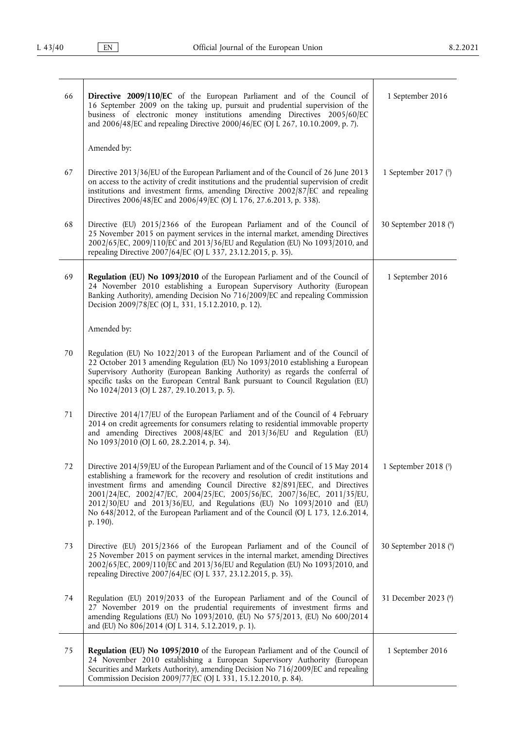| | | |
|---|---|---|
| 66 | **Directive 2009/110/EC** of the European Parliament and of the Council of 16 September 2009 on the taking up, pursuit and prudential supervision of the business of electronic money institutions amending Directives 2005/60/EC and 2006/48/EC and repealing Directive 2000/46/EC (OJ L 267, 10.10.2009, p. 7). | 1 September 2016 |
| | Amended by: | |
| 67 | Directive 2013/36/EU of the European Parliament and of the Council of 26 June 2013 on access to the activity of credit institutions and the prudential supervision of credit institutions and investment firms, amending Directive 2002/87/EC and repealing Directives 2006/48/EC and 2006/49/EC (OJ L 176, 27.6.2013, p. 338). | 1 September 2017 (3) |
| 68 | Directive (EU) 2015/2366 of the European Parliament and of the Council of 25 November 2015 on payment services in the internal market, amending Directives 2002/65/EC, 2009/110/EC and 2013/36/EU and Regulation (EU) No 1093/2010, and repealing Directive 2007/64/EC (OJ L 337, 23.12.2015, p. 35). | 30 September 2018 (4) |
| 69 | **Regulation (EU) No 1093/2010** of the European Parliament and of the Council of 24 November 2010 establishing a European Supervisory Authority (European Banking Authority), amending Decision No 716/2009/EC and repealing Commission Decision 2009/78/EC (OJ L, 331, 15.12.2010, p. 12). | 1 September 2016 |
| | Amended by: | |
| 70 | Regulation (EU) No 1022/2013 of the European Parliament and of the Council of 22 October 2013 amending Regulation (EU) No 1093/2010 establishing a European Supervisory Authority (European Banking Authority) as regards the conferral of specific tasks on the European Central Bank pursuant to Council Regulation (EU) No 1024/2013 (OJ L 287, 29.10.2013, p. 5). | |
| 71 | Directive 2014/17/EU of the European Parliament and of the Council of 4 February 2014 on credit agreements for consumers relating to residential immovable property and amending Directives 2008/48/EC and 2013/36/EU and Regulation (EU) No 1093/2010 (OJ L 60, 28.2.2014, p. 34). | |
| 72 | Directive 2014/59/EU of the European Parliament and of the Council of 15 May 2014 establishing a framework for the recovery and resolution of credit institutions and investment firms and amending Council Directive 82/891/EEC, and Directives 2001/24/EC, 2002/47/EC, 2004/25/EC, 2005/56/EC, 2007/36/EC, 2011/35/EU, 2012/30/EU and 2013/36/EU, and Regulations (EU) No 1093/2010 and (EU) No 648/2012, of the European Parliament and of the Council (OJ L 173, 12.6.2014, p. 190). | 1 September 2018 (3) |
| 73 | Directive (EU) 2015/2366 of the European Parliament and of the Council of 25 November 2015 on payment services in the internal market, amending Directives 2002/65/EC, 2009/110/EC and 2013/36/EU and Regulation (EU) No 1093/2010, and repealing Directive 2007/64/EC (OJ L 337, 23.12.2015, p. 35). | 30 September 2018 (4) |
| 74 | Regulation (EU) 2019/2033 of the European Parliament and of the Council of 27 November 2019 on the prudential requirements of investment firms and amending Regulations (EU) No 1093/2010, (EU) No 575/2013, (EU) No 600/2014 and (EU) No 806/2014 (OJ L 314, 5.12.2019, p. 1). | 31 December 2023 (8) |
| 75 | **Regulation (EU) No 1095/2010** of the European Parliament and of the Council of 24 November 2010 establishing a European Supervisory Authority (European Securities and Markets Authority), amending Decision No 716/2009/EC and repealing Commission Decision 2009/77/EC (OJ L 331, 15.12.2010, p. 84). | 1 September 2016 |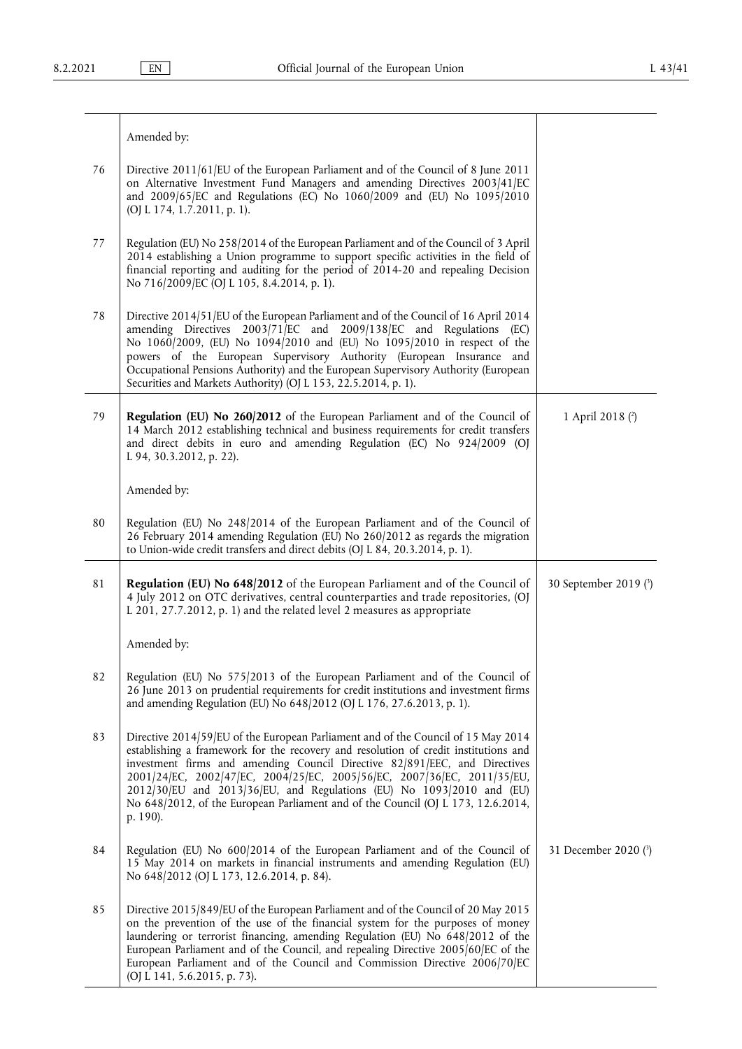|  |  |  |
| --- | --- | --- |
|  | Amended by: |  |
| 76 | Directive 2011/61/EU of the European Parliament and of the Council of 8 June 2011 on Alternative Investment Fund Managers and amending Directives 2003/41/EC and 2009/65/EC and Regulations (EC) No 1060/2009 and (EU) No 1095/2010 (OJ L 174, 1.7.2011, p. 1). |  |
| 77 | Regulation (EU) No 258/2014 of the European Parliament and of the Council of 3 April 2014 establishing a Union programme to support specific activities in the field of financial reporting and auditing for the period of 2014-20 and repealing Decision No 716/2009/EC (OJ L 105, 8.4.2014, p. 1). |  |
| 78 | Directive 2014/51/EU of the European Parliament and of the Council of 16 April 2014 amending Directives 2003/71/EC and 2009/138/EC and Regulations (EC) No 1060/2009, (EU) No 1094/2010 and (EU) No 1095/2010 in respect of the powers of the European Supervisory Authority (European Insurance and Occupational Pensions Authority) and the European Supervisory Authority (European Securities and Markets Authority) (OJ L 153, 22.5.2014, p. 1). |  |
| 79 | **Regulation (EU) No 260/2012** of the European Parliament and of the Council of 14 March 2012 establishing technical and business requirements for credit transfers and direct debits in euro and amending Regulation (EC) No 924/2009 (OJ L 94, 30.3.2012, p. 22). | 1 April 2018 ([2]) |
|  | Amended by: |  |
| 80 | Regulation (EU) No 248/2014 of the European Parliament and of the Council of 26 February 2014 amending Regulation (EU) No 260/2012 as regards the migration to Union-wide credit transfers and direct debits (OJ L 84, 20.3.2014, p. 1). |  |
| 81 | **Regulation (EU) No 648/2012** of the European Parliament and of the Council of 4 July 2012 on OTC derivatives, central counterparties and trade repositories, (OJ L 201, 27.7.2012, p. 1) and the related level 2 measures as appropriate | 30 September 2019 ([3]) |
|  | Amended by: |  |
| 82 | Regulation (EU) No 575/2013 of the European Parliament and of the Council of 26 June 2013 on prudential requirements for credit institutions and investment firms and amending Regulation (EU) No 648/2012 (OJ L 176, 27.6.2013, p. 1). |  |
| 83 | Directive 2014/59/EU of the European Parliament and of the Council of 15 May 2014 establishing a framework for the recovery and resolution of credit institutions and investment firms and amending Council Directive 82/891/EEC, and Directives 2001/24/EC, 2002/47/EC, 2004/25/EC, 2005/56/EC, 2007/36/EC, 2011/35/EU, 2012/30/EU and 2013/36/EU, and Regulations (EU) No 1093/2010 and (EU) No 648/2012, of the European Parliament and of the Council (OJ L 173, 12.6.2014, p. 190). |  |
| 84 | Regulation (EU) No 600/2014 of the European Parliament and of the Council of 15 May 2014 on markets in financial instruments and amending Regulation (EU) No 648/2012 (OJ L 173, 12.6.2014, p. 84). | 31 December 2020 ([3]) |
| 85 | Directive 2015/849/EU of the European Parliament and of the Council of 20 May 2015 on the prevention of the use of the financial system for the purposes of money laundering or terrorist financing, amending Regulation (EU) No 648/2012 of the European Parliament and of the Council, and repealing Directive 2005/60/EC of the European Parliament and of the Council and Commission Directive 2006/70/EC (OJ L 141, 5.6.2015, p. 73). |  |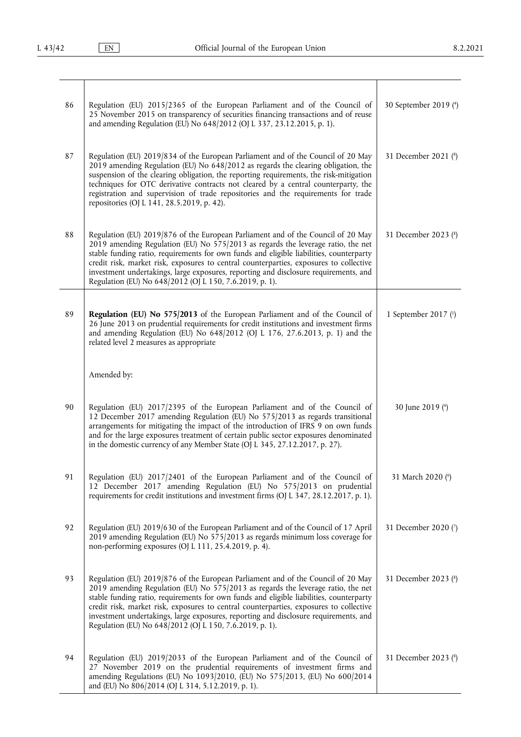| | | |
|---|---|---|
| 86 | Regulation (EU) 2015/2365 of the European Parliament and of the Council of 25 November 2015 on transparency of securities financing transactions and of reuse and amending Regulation (EU) No 648/2012 (OJ L 337, 23.12.2015, p. 1). | 30 September 2019 [4] |
| 87 | Regulation (EU) 2019/834 of the European Parliament and of the Council of 20 May 2019 amending Regulation (EU) No 648/2012 as regards the clearing obligation, the suspension of the clearing obligation, the reporting requirements, the risk-mitigation techniques for OTC derivative contracts not cleared by a central counterparty, the registration and supervision of trade repositories and the requirements for trade repositories (OJ L 141, 28.5.2019, p. 42). | 31 December 2021 [8] |
| 88 | Regulation (EU) 2019/876 of the European Parliament and of the Council of 20 May 2019 amending Regulation (EU) No 575/2013 as regards the leverage ratio, the net stable funding ratio, requirements for own funds and eligible liabilities, counterparty credit risk, market risk, exposures to central counterparties, exposures to collective investment undertakings, large exposures, reporting and disclosure requirements, and Regulation (EU) No 648/2012 (OJ L 150, 7.6.2019, p. 1). | 31 December 2023 [8] |
| 89 | **Regulation (EU) No 575/2013** of the European Parliament and of the Council of 26 June 2013 on prudential requirements for credit institutions and investment firms and amending Regulation (EU) No 648/2012 (OJ L 176, 27.6.2013, p. 1) and the related level 2 measures as appropriate | 1 September 2017 [1] |
| | Amended by: | |
| 90 | Regulation (EU) 2017/2395 of the European Parliament and of the Council of 12 December 2017 amending Regulation (EU) No 575/2013 as regards transitional arrangements for mitigating the impact of the introduction of IFRS 9 on own funds and for the large exposures treatment of certain public sector exposures denominated in the domestic currency of any Member State (OJ L 345, 27.12.2017, p. 27). | 30 June 2019 [6] |
| 91 | Regulation (EU) 2017/2401 of the European Parliament and of the Council of 12 December 2017 amending Regulation (EU) No 575/2013 on prudential requirements for credit institutions and investment firms (OJ L 347, 28.12.2017, p. 1). | 31 March 2020 [6] |
| 92 | Regulation (EU) 2019/630 of the European Parliament and of the Council of 17 April 2019 amending Regulation (EU) No 575/2013 as regards minimum loss coverage for non-performing exposures (OJ L 111, 25.4.2019, p. 4). | 31 December 2020 [7] |
| 93 | Regulation (EU) 2019/876 of the European Parliament and of the Council of 20 May 2019 amending Regulation (EU) No 575/2013 as regards the leverage ratio, the net stable funding ratio, requirements for own funds and eligible liabilities, counterparty credit risk, market risk, exposures to central counterparties, exposures to collective investment undertakings, large exposures, reporting and disclosure requirements, and Regulation (EU) No 648/2012 (OJ L 150, 7.6.2019, p. 1). | 31 December 2023 [8] |
| 94 | Regulation (EU) 2019/2033 of the European Parliament and of the Council of 27 November 2019 on the prudential requirements of investment firms and amending Regulations (EU) No 1093/2010, (EU) No 575/2013, (EU) No 600/2014 and (EU) No 806/2014 (OJ L 314, 5.12.2019, p. 1). | 31 December 2023 [8] |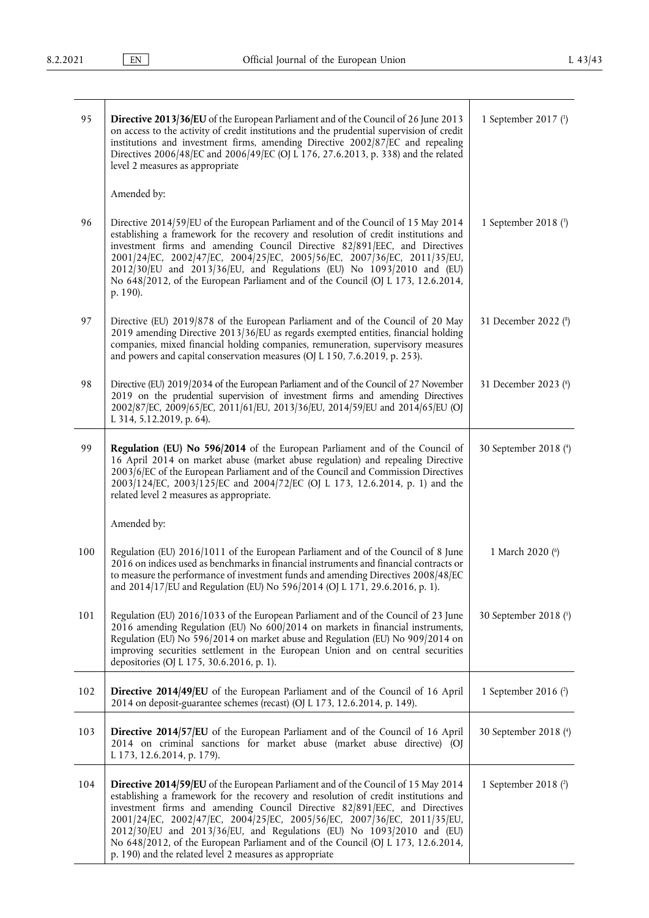| | | |
|---|---|---|
| 95 | **Directive 2013/36/EU** of the European Parliament and of the Council of 26 June 2013 on access to the activity of credit institutions and the prudential supervision of credit institutions and investment firms, amending Directive 2002/87/EC and repealing Directives 2006/48/EC and 2006/49/EC (OJ L 176, 27.6.2013, p. 338) and the related level 2 measures as appropriate<br><br>Amended by: | 1 September 2017 [1] |
| 96 | Directive 2014/59/EU of the European Parliament and of the Council of 15 May 2014 establishing a framework for the recovery and resolution of credit institutions and investment firms and amending Council Directive 82/891/EEC, and Directives 2001/24/EC, 2002/47/EC, 2004/25/EC, 2005/56/EC, 2007/36/EC, 2011/35/EU, 2012/30/EU and 2013/36/EU, and Regulations (EU) No 1093/2010 and (EU) No 648/2012, of the European Parliament and of the Council (OJ L 173, 12.6.2014, p. 190). | 1 September 2018 [3] |
| 97 | Directive (EU) 2019/878 of the European Parliament and of the Council of 20 May 2019 amending Directive 2013/36/EU as regards exempted entities, financial holding companies, mixed financial holding companies, remuneration, supervisory measures and powers and capital conservation measures (OJ L 150, 7.6.2019, p. 253). | 31 December 2022 [8] |
| 98 | Directive (EU) 2019/2034 of the European Parliament and of the Council of 27 November 2019 on the prudential supervision of investment firms and amending Directives 2002/87/EC, 2009/65/EC, 2011/61/EU, 2013/36/EU, 2014/59/EU and 2014/65/EU (OJ L 314, 5.12.2019, p. 64). | 31 December 2023 [8] |
| 99 | **Regulation (EU) No 596/2014** of the European Parliament and of the Council of 16 April 2014 on market abuse (market abuse regulation) and repealing Directive 2003/6/EC of the European Parliament and of the Council and Commission Directives 2003/124/EC, 2003/125/EC and 2004/72/EC (OJ L 173, 12.6.2014, p. 1) and the related level 2 measures as appropriate.<br><br>Amended by: | 30 September 2018 [4] |
| 100 | Regulation (EU) 2016/1011 of the European Parliament and of the Council of 8 June 2016 on indices used as benchmarks in financial instruments and financial contracts or to measure the performance of investment funds and amending Directives 2008/48/EC and 2014/17/EU and Regulation (EU) No 596/2014 (OJ L 171, 29.6.2016, p. 1). | 1 March 2020 [6] |
| 101 | Regulation (EU) 2016/1033 of the European Parliament and of the Council of 23 June 2016 amending Regulation (EU) No 600/2014 on markets in financial instruments, Regulation (EU) No 596/2014 on market abuse and Regulation (EU) No 909/2014 on improving securities settlement in the European Union and on central securities depositories (OJ L 175, 30.6.2016, p. 1). | 30 September 2018 [5] |
| 102 | **Directive 2014/49/EU** of the European Parliament and of the Council of 16 April 2014 on deposit-guarantee schemes (recast) (OJ L 173, 12.6.2014, p. 149). | 1 September 2016 [2] |
| 103 | **Directive 2014/57/EU** of the European Parliament and of the Council of 16 April 2014 on criminal sanctions for market abuse (market abuse directive) (OJ L 173, 12.6.2014, p. 179). | 30 September 2018 [4] |
| 104 | **Directive 2014/59/EU** of the European Parliament and of the Council of 15 May 2014 establishing a framework for the recovery and resolution of credit institutions and investment firms and amending Council Directive 82/891/EEC, and Directives 2001/24/EC, 2002/47/EC, 2004/25/EC, 2005/56/EC, 2007/36/EC, 2011/35/EU, 2012/30/EU and 2013/36/EU, and Regulations (EU) No 1093/2010 and (EU) No 648/2012, of the European Parliament and of the Council (OJ L 173, 12.6.2014, p. 190) and the related level 2 measures as appropriate | 1 September 2018 [2] |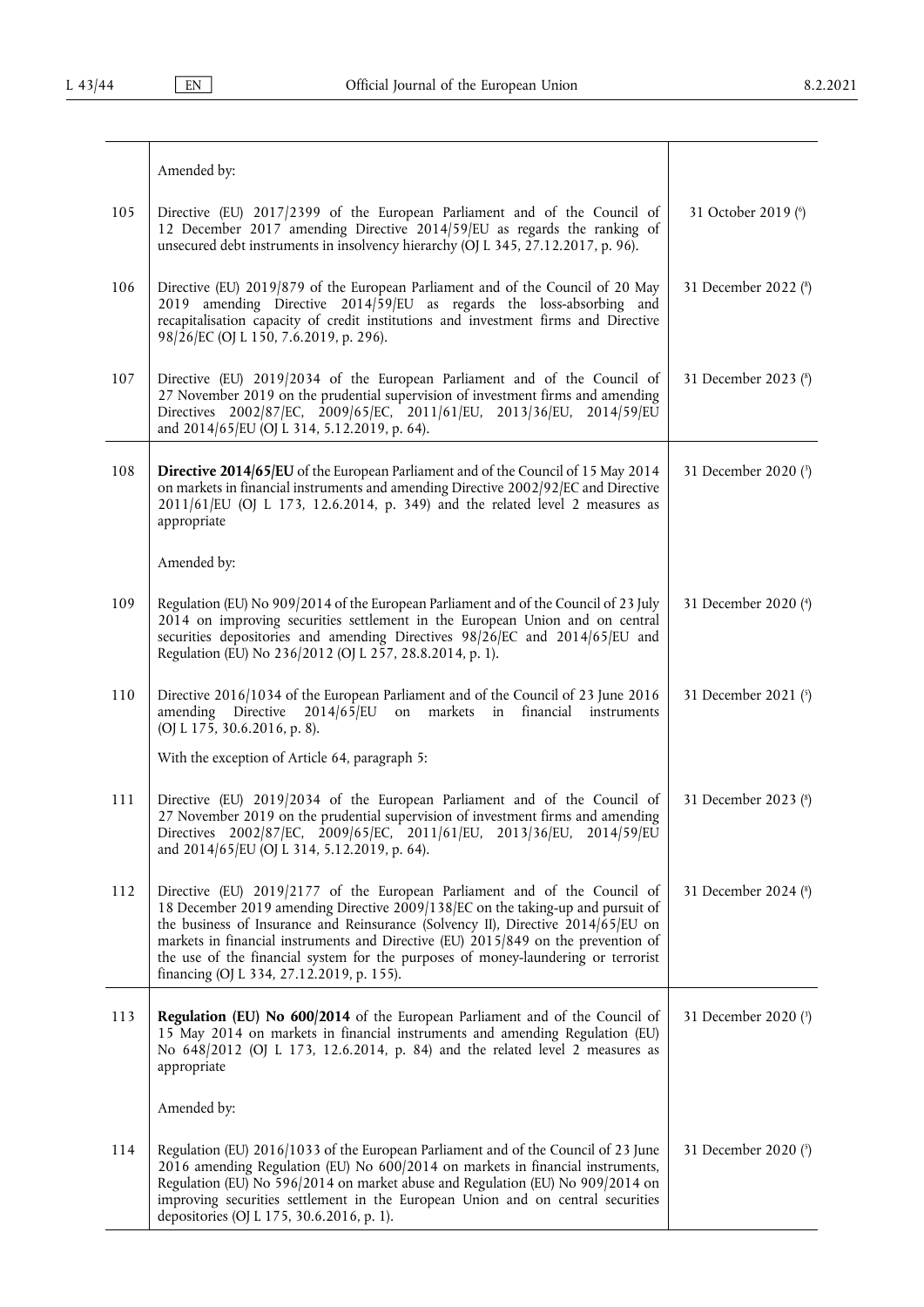| | | |
|---|---|---|
| | Amended by: | |
| 105 | Directive (EU) 2017/2399 of the European Parliament and of the Council of 12 December 2017 amending Directive 2014/59/EU as regards the ranking of unsecured debt instruments in insolvency hierarchy (OJ L 345, 27.12.2017, p. 96). | 31 October 2019 [6] |
| 106 | Directive (EU) 2019/879 of the European Parliament and of the Council of 20 May 2019 amending Directive 2014/59/EU as regards the loss-absorbing and recapitalisation capacity of credit institutions and investment firms and Directive 98/26/EC (OJ L 150, 7.6.2019, p. 296). | 31 December 2022 [8] |
| 107 | Directive (EU) 2019/2034 of the European Parliament and of the Council of 27 November 2019 on the prudential supervision of investment firms and amending Directives 2002/87/EC, 2009/65/EC, 2011/61/EU, 2013/36/EU, 2014/59/EU and 2014/65/EU (OJ L 314, 5.12.2019, p. 64). | 31 December 2023 [8] |
| 108 | **Directive 2014/65/EU** of the European Parliament and of the Council of 15 May 2014 on markets in financial instruments and amending Directive 2002/92/EC and Directive 2011/61/EU (OJ L 173, 12.6.2014, p. 349) and the related level 2 measures as appropriate | 31 December 2020 [3] |
| | Amended by: | |
| 109 | Regulation (EU) No 909/2014 of the European Parliament and of the Council of 23 July 2014 on improving securities settlement in the European Union and on central securities depositories and amending Directives 98/26/EC and 2014/65/EU and Regulation (EU) No 236/2012 (OJ L 257, 28.8.2014, p. 1). | 31 December 2020 [4] |
| 110 | Directive 2016/1034 of the European Parliament and of the Council of 23 June 2016 amending Directive 2014/65/EU on markets in financial instruments (OJ L 175, 30.6.2016, p. 8). | 31 December 2021 [5] |
| | With the exception of Article 64, paragraph 5: | |
| 111 | Directive (EU) 2019/2034 of the European Parliament and of the Council of 27 November 2019 on the prudential supervision of investment firms and amending Directives 2002/87/EC, 2009/65/EC, 2011/61/EU, 2013/36/EU, 2014/59/EU and 2014/65/EU (OJ L 314, 5.12.2019, p. 64). | 31 December 2023 [8] |
| 112 | Directive (EU) 2019/2177 of the European Parliament and of the Council of 18 December 2019 amending Directive 2009/138/EC on the taking-up and pursuit of the business of Insurance and Reinsurance (Solvency II), Directive 2014/65/EU on markets in financial instruments and Directive (EU) 2015/849 on the prevention of the use of the financial system for the purposes of money-laundering or terrorist financing (OJ L 334, 27.12.2019, p. 155). | 31 December 2024 [8] |
| 113 | **Regulation (EU) No 600/2014** of the European Parliament and of the Council of 15 May 2014 on markets in financial instruments and amending Regulation (EU) No 648/2012 (OJ L 173, 12.6.2014, p. 84) and the related level 2 measures as appropriate | 31 December 2020 [3] |
| | Amended by: | |
| 114 | Regulation (EU) 2016/1033 of the European Parliament and of the Council of 23 June 2016 amending Regulation (EU) No 600/2014 on markets in financial instruments, Regulation (EU) No 596/2014 on market abuse and Regulation (EU) No 909/2014 on improving securities settlement in the European Union and on central securities depositories (OJ L 175, 30.6.2016, p. 1). | 31 December 2020 [5] |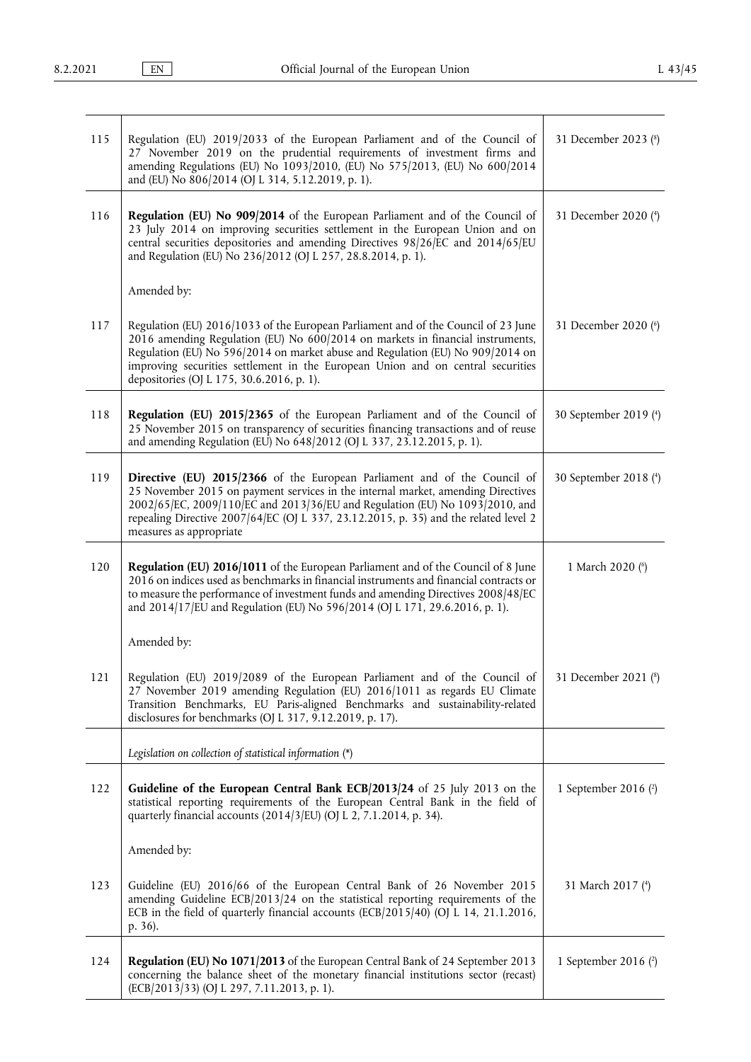| | | |
|---|---|---|
| 115 | Regulation (EU) 2019/2033 of the European Parliament and of the Council of 27 November 2019 on the prudential requirements of investment firms and amending Regulations (EU) No 1093/2010, (EU) No 575/2013, (EU) No 600/2014 and (EU) No 806/2014 (OJ L 314, 5.12.2019, p. 1). | 31 December 2023 ([8]) |
| 116 | **Regulation (EU) No 909/2014** of the European Parliament and of the Council of 23 July 2014 on improving securities settlement in the European Union and on central securities depositories and amending Directives 98/26/EC and 2014/65/EU and Regulation (EU) No 236/2012 (OJ L 257, 28.8.2014, p. 1).<br><br>Amended by: | 31 December 2020 ([4]) |
| 117 | Regulation (EU) 2016/1033 of the European Parliament and of the Council of 23 June 2016 amending Regulation (EU) No 600/2014 on markets in financial instruments, Regulation (EU) No 596/2014 on market abuse and Regulation (EU) No 909/2014 on improving securities settlement in the European Union and on central securities depositories (OJ L 175, 30.6.2016, p. 1). | 31 December 2020 ([6]) |
| 118 | **Regulation (EU) 2015/2365** of the European Parliament and of the Council of 25 November 2015 on transparency of securities financing transactions and of reuse and amending Regulation (EU) No 648/2012 (OJ L 337, 23.12.2015, p. 1). | 30 September 2019 ([4]) |
| 119 | **Directive (EU) 2015/2366** of the European Parliament and of the Council of 25 November 2015 on payment services in the internal market, amending Directives 2002/65/EC, 2009/110/EC and 2013/36/EU and Regulation (EU) No 1093/2010, and repealing Directive 2007/64/EC (OJ L 337, 23.12.2015, p. 35) and the related level 2 measures as appropriate | 30 September 2018 ([4]) |
| 120 | **Regulation (EU) 2016/1011** of the European Parliament and of the Council of 8 June 2016 on indices used as benchmarks in financial instruments and financial contracts or to measure the performance of investment funds and amending Directives 2008/48/EC and 2014/17/EU and Regulation (EU) No 596/2014 (OJ L 171, 29.6.2016, p. 1).<br><br>Amended by: | 1 March 2020 ([6]) |
| 121 | Regulation (EU) 2019/2089 of the European Parliament and of the Council of 27 November 2019 amending Regulation (EU) 2016/1011 as regards EU Climate Transition Benchmarks, EU Paris-aligned Benchmarks and sustainability-related disclosures for benchmarks (OJ L 317, 9.12.2019, p. 17). | 31 December 2021 ([8]) |
| | *Legislation on collection of statistical information (\*)* | |
| 122 | **Guideline of the European Central Bank ECB/2013/24** of 25 July 2013 on the statistical reporting requirements of the European Central Bank in the field of quarterly financial accounts (2014/3/EU) (OJ L 2, 7.1.2014, p. 34).<br><br>Amended by: | 1 September 2016 ([2]) |
| 123 | Guideline (EU) 2016/66 of the European Central Bank of 26 November 2015 amending Guideline ECB/2013/24 on the statistical reporting requirements of the ECB in the field of quarterly financial accounts (ECB/2015/40) (OJ L 14, 21.1.2016, p. 36). | 31 March 2017 ([4]) |
| 124 | **Regulation (EU) No 1071/2013** of the European Central Bank of 24 September 2013 concerning the balance sheet of the monetary financial institutions sector (recast) (ECB/2013/33) (OJ L 297, 7.11.2013, p. 1). | 1 September 2016 ([2]) |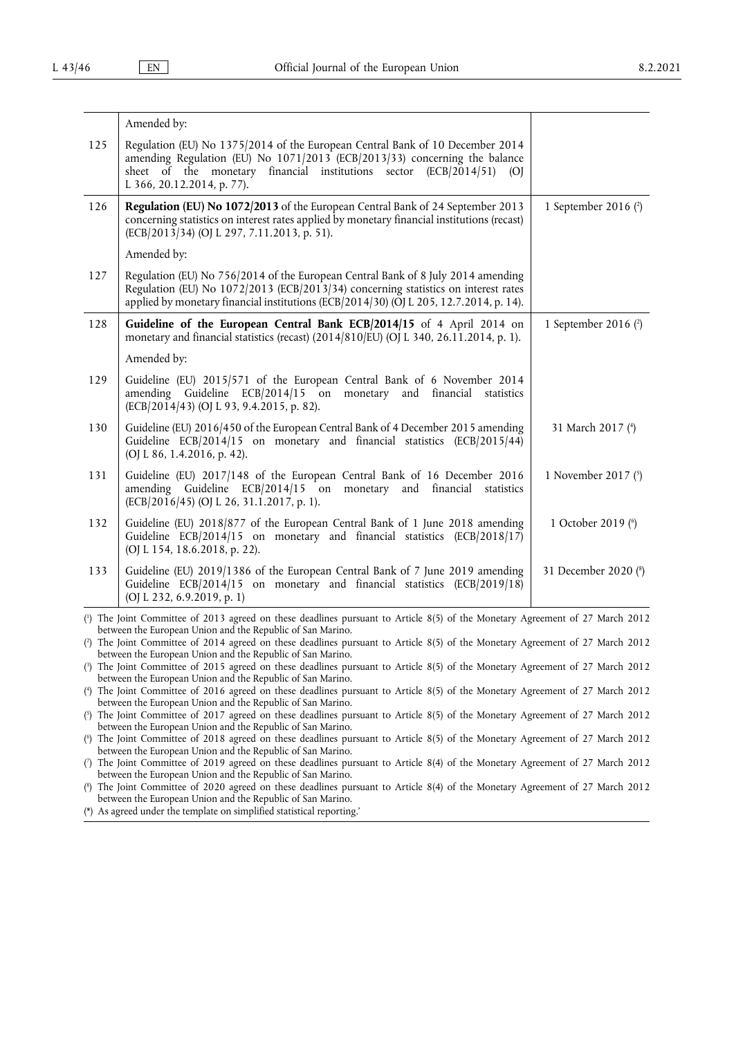| | | |
|---|---|---|
| | Amended by: | |
| 125 | Regulation (EU) No 1375/2014 of the European Central Bank of 10 December 2014 amending Regulation (EU) No 1071/2013 (ECB/2013/33) concerning the balance sheet of the monetary financial institutions sector (ECB/2014/51) (OJ L 366, 20.12.2014, p. 77). | |
| 126 | **Regulation (EU) No 1072/2013** of the European Central Bank of 24 September 2013 concerning statistics on interest rates applied by monetary financial institutions (recast) (ECB/2013/34) (OJ L 297, 7.11.2013, p. 51). | 1 September 2016 ([2]) |
| | Amended by: | |
| 127 | Regulation (EU) No 756/2014 of the European Central Bank of 8 July 2014 amending Regulation (EU) No 1072/2013 (ECB/2013/34) concerning statistics on interest rates applied by monetary financial institutions (ECB/2014/30) (OJ L 205, 12.7.2014, p. 14). | |
| 128 | **Guideline of the European Central Bank ECB/2014/15** of 4 April 2014 on monetary and financial statistics (recast) (2014/810/EU) (OJ L 340, 26.11.2014, p. 1). | 1 September 2016 ([2]) |
| | Amended by: | |
| 129 | Guideline (EU) 2015/571 of the European Central Bank of 6 November 2014 amending Guideline ECB/2014/15 on monetary and financial statistics (ECB/2014/43) (OJ L 93, 9.4.2015, p. 82). | |
| 130 | Guideline (EU) 2016/450 of the European Central Bank of 4 December 2015 amending Guideline ECB/2014/15 on monetary and financial statistics (ECB/2015/44) (OJ L 86, 1.4.2016, p. 42). | 31 March 2017 ([4]) |
| 131 | Guideline (EU) 2017/148 of the European Central Bank of 16 December 2016 amending Guideline ECB/2014/15 on monetary and financial statistics (ECB/2016/45) (OJ L 26, 31.1.2017, p. 1). | 1 November 2017 ([5]) |
| 132 | Guideline (EU) 2018/877 of the European Central Bank of 1 June 2018 amending Guideline ECB/2014/15 on monetary and financial statistics (ECB/2018/17) (OJ L 154, 18.6.2018, p. 22). | 1 October 2019 ([6]) |
| 133 | Guideline (EU) 2019/1386 of the European Central Bank of 7 June 2019 amending Guideline ECB/2014/15 on monetary and financial statistics (ECB/2019/18) (OJ L 232, 6.9.2019, p. 1) | 31 December 2020 ([8]) |

([1]) The Joint Committee of 2013 agreed on these deadlines pursuant to Article 8(5) of the Monetary Agreement of 27 March 2012 between the European Union and the Republic of San Marino.

([2]) The Joint Committee of 2014 agreed on these deadlines pursuant to Article 8(5) of the Monetary Agreement of 27 March 2012 between the European Union and the Republic of San Marino.

([3]) The Joint Committee of 2015 agreed on these deadlines pursuant to Article 8(5) of the Monetary Agreement of 27 March 2012 between the European Union and the Republic of San Marino.

([4]) The Joint Committee of 2016 agreed on these deadlines pursuant to Article 8(5) of the Monetary Agreement of 27 March 2012 between the European Union and the Republic of San Marino.

([5]) The Joint Committee of 2017 agreed on these deadlines pursuant to Article 8(5) of the Monetary Agreement of 27 March 2012 between the European Union and the Republic of San Marino.

([6]) The Joint Committee of 2018 agreed on these deadlines pursuant to Article 8(5) of the Monetary Agreement of 27 March 2012 between the European Union and the Republic of San Marino.

([7]) The Joint Committee of 2019 agreed on these deadlines pursuant to Article 8(4) of the Monetary Agreement of 27 March 2012 between the European Union and the Republic of San Marino.

([8]) The Joint Committee of 2020 agreed on these deadlines pursuant to Article 8(4) of the Monetary Agreement of 27 March 2012 between the European Union and the Republic of San Marino.

(*) As agreed under the template on simplified statistical reporting.'